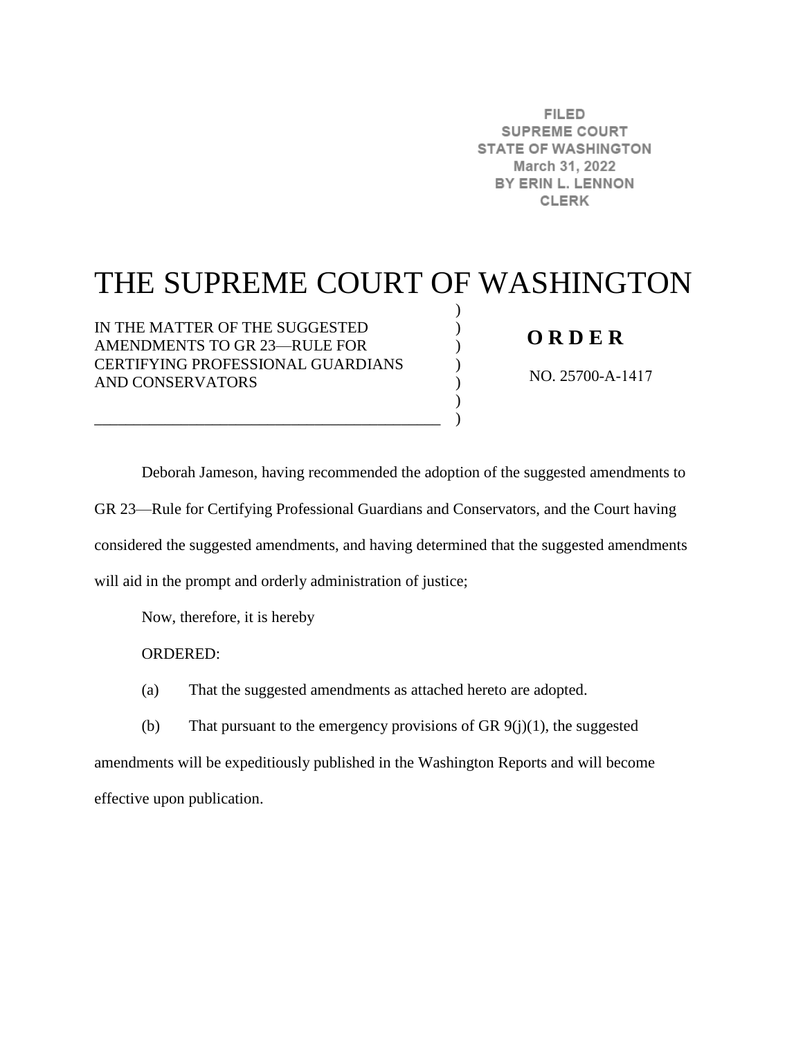FILED
SUPREME COURT
STATE OF WASHINGTON
March 31, 2022
BY ERIN L. LENNON
CLERK

# THE SUPREME COURT OF WASHINGTON

IN THE MATTER OF THE SUGGESTED AMENDMENTS TO GR 23—RULE FOR CERTIFYING PROFESSIONAL GUARDIANS AND CONSERVATORS

**O R D E R**

NO. 25700-A-1417

Deborah Jameson, having recommended the adoption of the suggested amendments to GR 23—Rule for Certifying Professional Guardians and Conservators, and the Court having considered the suggested amendments, and having determined that the suggested amendments will aid in the prompt and orderly administration of justice;

Now, therefore, it is hereby

ORDERED:

(a) That the suggested amendments as attached hereto are adopted.

(b) That pursuant to the emergency provisions of GR 9(j)(1), the suggested amendments will be expeditiously published in the Washington Reports and will become effective upon publication.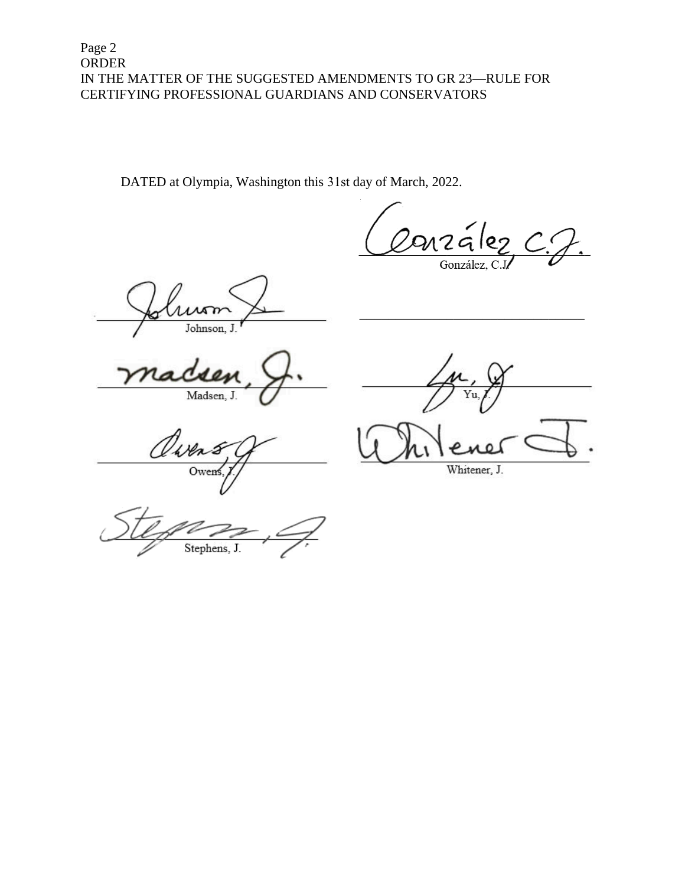Page 2
ORDER
IN THE MATTER OF THE SUGGESTED AMENDMENTS TO GR 23—RULE FOR CERTIFYING PROFESSIONAL GUARDIANS AND CONSERVATORS

DATED at Olympia, Washington this 31st day of March, 2022.

González, C.J.

Johnson, J.

\_\_\_\_\_\_\_\_\_\_\_\_\_\_\_\_\_\_\_\_\_\_\_\_\_\_\_\_\_\_

Madsen, J.

Yu, J.

Owens, J.

Whitener, J.

Stephens, J.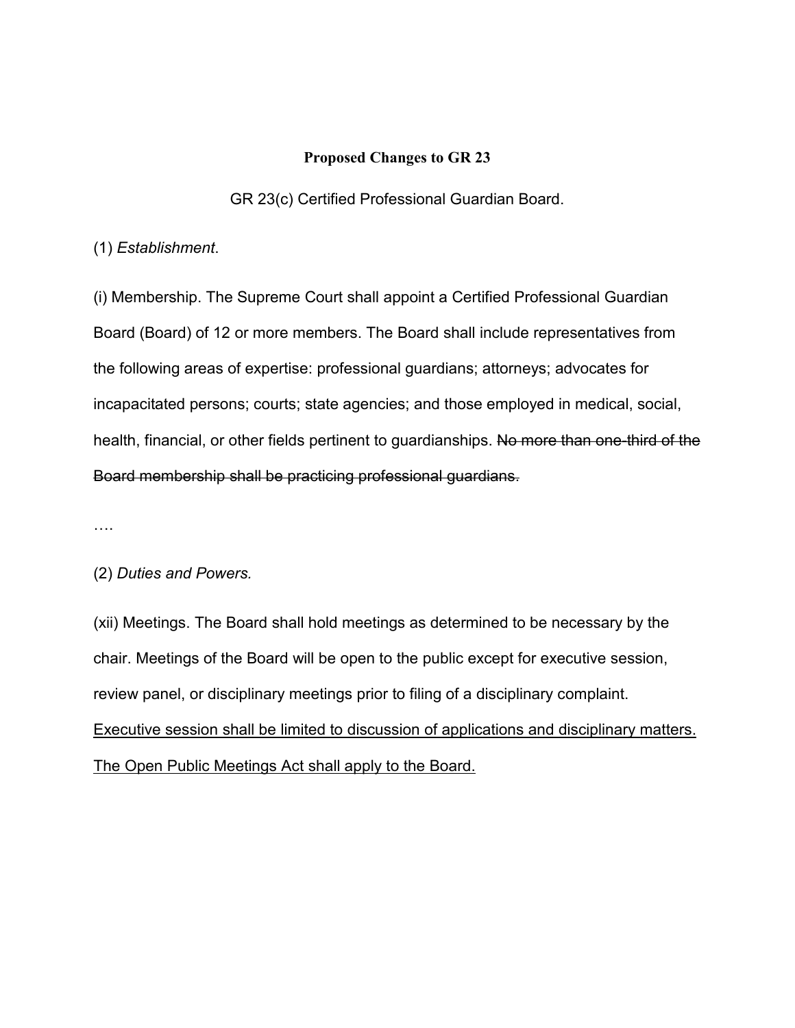**Proposed Changes to GR 23**

GR 23(c) Certified Professional Guardian Board.

(1) *Establishment*.

(i) Membership. The Supreme Court shall appoint a Certified Professional Guardian Board (Board) of 12 or more members. The Board shall include representatives from the following areas of expertise: professional guardians; attorneys; advocates for incapacitated persons; courts; state agencies; and those employed in medical, social, health, financial, or other fields pertinent to guardianships. ~~No more than one-third of the Board membership shall be practicing professional guardians.~~

….

(2) *Duties and Powers.*

(xii) Meetings. The Board shall hold meetings as determined to be necessary by the chair. Meetings of the Board will be open to the public except for executive session, review panel, or disciplinary meetings prior to filing of a disciplinary complaint. <u>Executive session shall be limited to discussion of applications and disciplinary matters. The Open Public Meetings Act shall apply to the Board.</u>